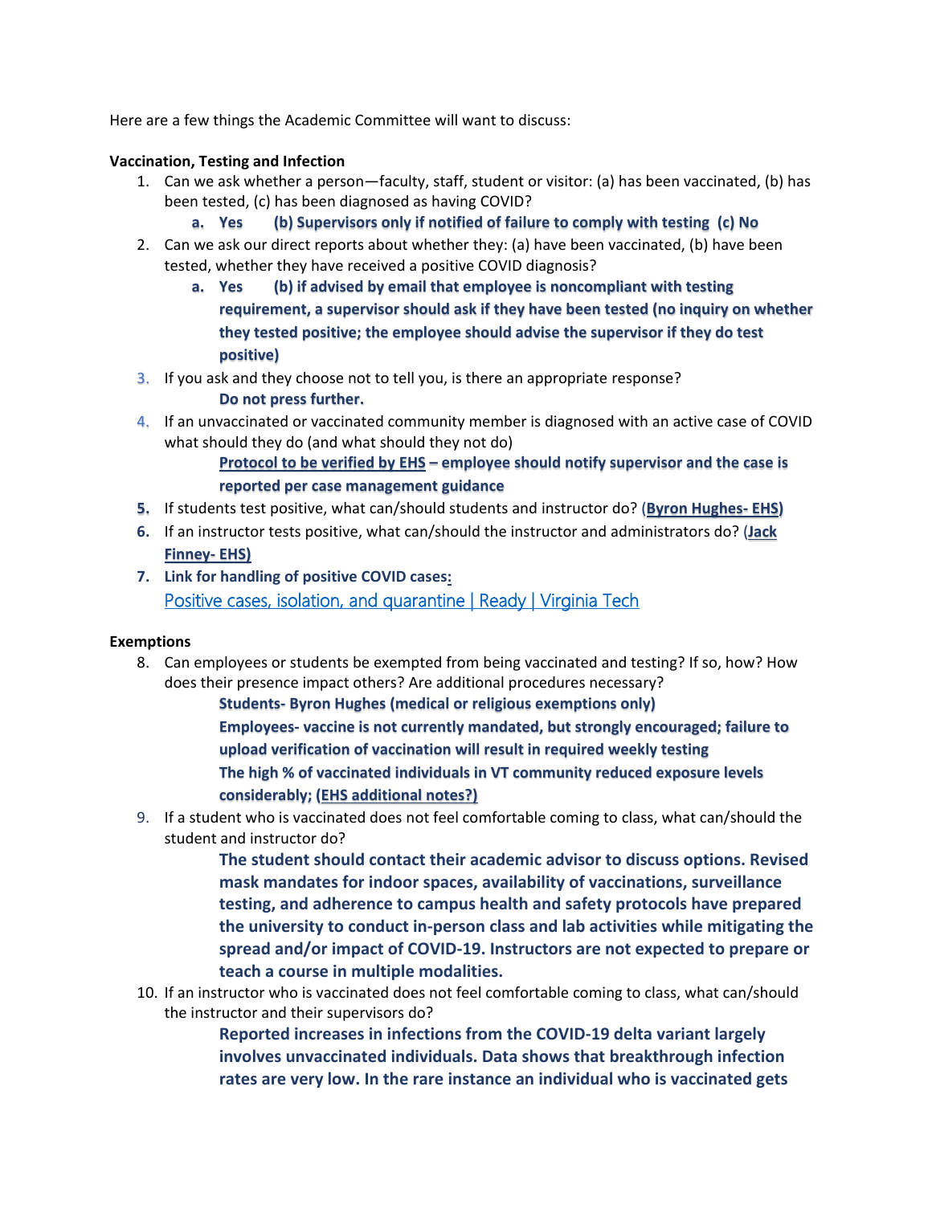Here are a few things the Academic Committee will want to discuss:

**Vaccination, Testing and Infection**

1. Can we ask whether a person—faculty, staff, student or visitor: (a) has been vaccinated, (b) has been tested, (c) has been diagnosed as having COVID?
   a. **Yes (b) Supervisors only if notified of failure to comply with testing (c) No**
2. Can we ask our direct reports about whether they: (a) have been vaccinated, (b) have been tested, whether they have received a positive COVID diagnosis?
   a. **Yes (b) if advised by email that employee is noncompliant with testing requirement, a supervisor should ask if they have been tested (no inquiry on whether they tested positive; the employee should advise the supervisor if they do test positive)**
3. If you ask and they choose not to tell you, is there an appropriate response?
   **Do not press further.**
4. If an unvaccinated or vaccinated community member is diagnosed with an active case of COVID what should they do (and what should they not do)
   **Protocol to be verified by EHS – employee should notify supervisor and the case is reported per case management guidance**
5. If students test positive, what can/should students and instructor do? (**Byron Hughes- EHS**)
6. If an instructor tests positive, what can/should the instructor and administrators do? (**Jack Finney- EHS)**
7. **Link for handling of positive COVID cases:**
   [Positive cases, isolation, and quarantine | Ready | Virginia Tech]()

**Exemptions**

8. Can employees or students be exempted from being vaccinated and testing? If so, how? How does their presence impact others? Are additional procedures necessary?
   **Students- Byron Hughes (medical or religious exemptions only)**
   **Employees- vaccine is not currently mandated, but strongly encouraged; failure to upload verification of vaccination will result in required weekly testing**
   **The high % of vaccinated individuals in VT community reduced exposure levels considerably; (EHS additional notes?)**
9. If a student who is vaccinated does not feel comfortable coming to class, what can/should the student and instructor do?
   **The student should contact their academic advisor to discuss options. Revised mask mandates for indoor spaces, availability of vaccinations, surveillance testing, and adherence to campus health and safety protocols have prepared the university to conduct in-person class and lab activities while mitigating the spread and/or impact of COVID-19. Instructors are not expected to prepare or teach a course in multiple modalities.**
10. If an instructor who is vaccinated does not feel comfortable coming to class, what can/should the instructor and their supervisors do?
    **Reported increases in infections from the COVID-19 delta variant largely involves unvaccinated individuals. Data shows that breakthrough infection rates are very low. In the rare instance an individual who is vaccinated gets**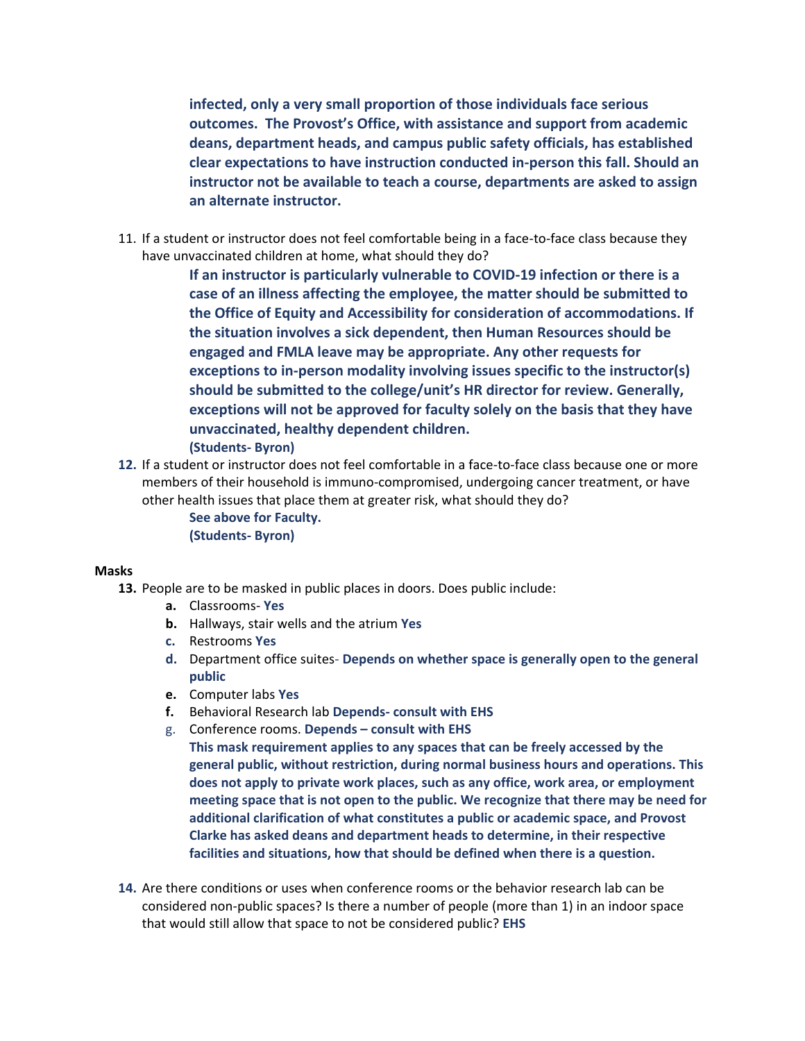**infected, only a very small proportion of those individuals face serious outcomes. The Provost's Office, with assistance and support from academic deans, department heads, and campus public safety officials, has established clear expectations to have instruction conducted in-person this fall. Should an instructor not be available to teach a course, departments are asked to assign an alternate instructor.**

11. If a student or instructor does not feel comfortable being in a face-to-face class because they have unvaccinated children at home, what should they do?

    **If an instructor is particularly vulnerable to COVID-19 infection or there is a case of an illness affecting the employee, the matter should be submitted to the Office of Equity and Accessibility for consideration of accommodations. If the situation involves a sick dependent, then Human Resources should be engaged and FMLA leave may be appropriate. Any other requests for exceptions to in-person modality involving issues specific to the instructor(s) should be submitted to the college/unit's HR director for review. Generally, exceptions will not be approved for faculty solely on the basis that they have unvaccinated, healthy dependent children.**

    **(Students- Byron)**

12. If a student or instructor does not feel comfortable in a face-to-face class because one or more members of their household is immuno-compromised, undergoing cancer treatment, or have other health issues that place them at greater risk, what should they do?

    **See above for Faculty.**

    **(Students- Byron)**

**Masks**

13. People are to be masked in public places in doors. Does public include:
    a. Classrooms- **Yes**
    b. Hallways, stair wells and the atrium **Yes**
    c. Restrooms **Yes**
    d. Department office suites- **Depends on whether space is generally open to the general public**
    e. Computer labs **Yes**
    f. Behavioral Research lab **Depends- consult with EHS**
    g. Conference rooms. **Depends – consult with EHS**

    **This mask requirement applies to any spaces that can be freely accessed by the general public, without restriction, during normal business hours and operations. This does not apply to private work places, such as any office, work area, or employment meeting space that is not open to the public. We recognize that there may be need for additional clarification of what constitutes a public or academic space, and Provost Clarke has asked deans and department heads to determine, in their respective facilities and situations, how that should be defined when there is a question.**

14. Are there conditions or uses when conference rooms or the behavior research lab can be considered non-public spaces? Is there a number of people (more than 1) in an indoor space that would still allow that space to not be considered public? **EHS**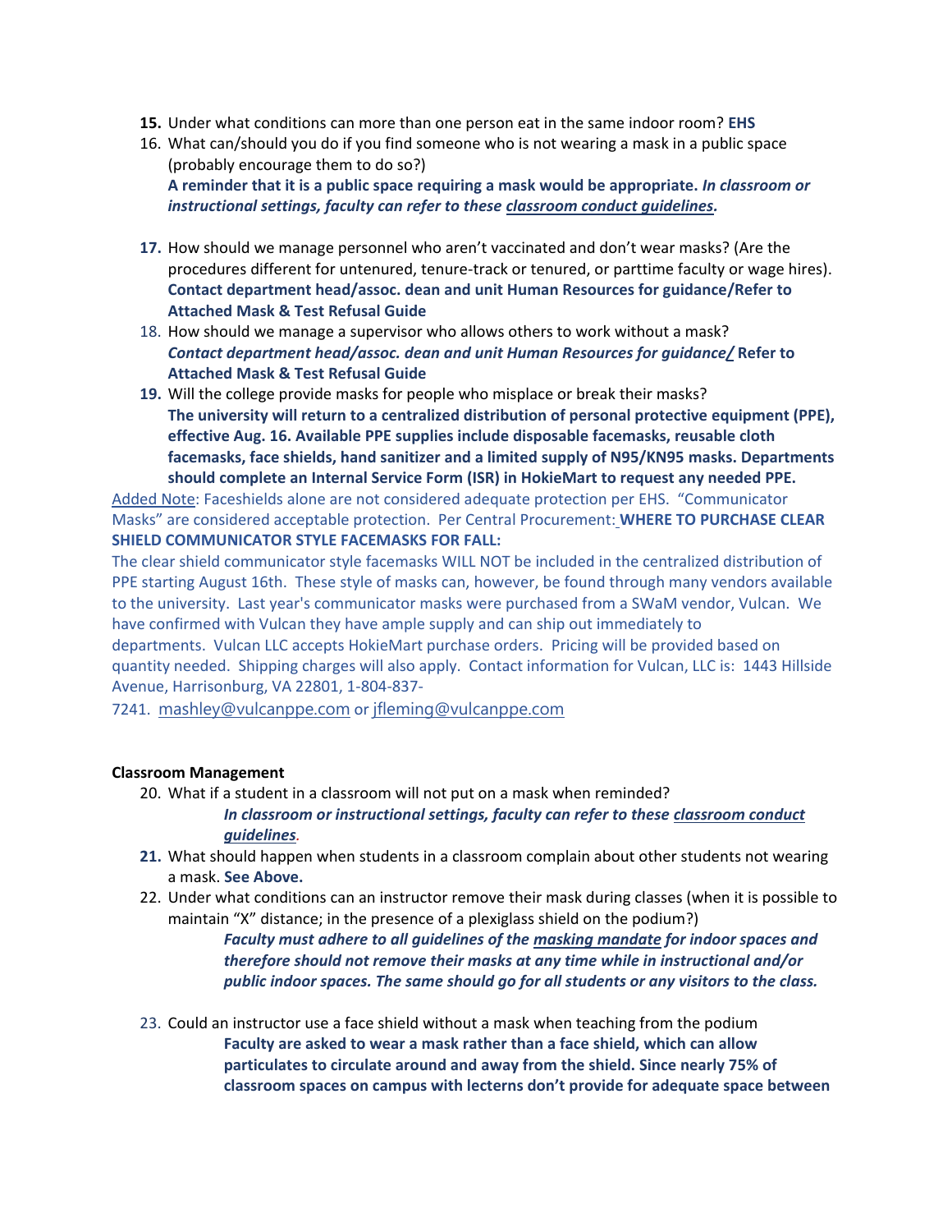15. Under what conditions can more than one person eat in the same indoor room? **EHS**
16. What can/should you do if you find someone who is not wearing a mask in a public space (probably encourage them to do so?)
    **A reminder that it is a public space requiring a mask would be appropriate. *In classroom or instructional settings, faculty can refer to these classroom conduct guidelines.***
17. How should we manage personnel who aren't vaccinated and don't wear masks? (Are the procedures different for untenured, tenure-track or tenured, or parttime faculty or wage hires).
    **Contact department head/assoc. dean and unit Human Resources for guidance/Refer to Attached Mask & Test Refusal Guide**
18. How should we manage a supervisor who allows others to work without a mask?
    ***Contact department head/assoc. dean and unit Human Resources for guidance/* Refer to Attached Mask & Test Refusal Guide**
19. Will the college provide masks for people who misplace or break their masks?
    **The university will return to a centralized distribution of personal protective equipment (PPE), effective Aug. 16. Available PPE supplies include disposable facemasks, reusable cloth facemasks, face shields, hand sanitizer and a limited supply of N95/KN95 masks. Departments should complete an Internal Service Form (ISR) in HokieMart to request any needed PPE.**

Added Note: Faceshields alone are not considered adequate protection per EHS. "Communicator Masks" are considered acceptable protection. Per Central Procurement: **WHERE TO PURCHASE CLEAR SHIELD COMMUNICATOR STYLE FACEMASKS FOR FALL:**
The clear shield communicator style facemasks WILL NOT be included in the centralized distribution of PPE starting August 16th. These style of masks can, however, be found through many vendors available to the university. Last year's communicator masks were purchased from a SWaM vendor, Vulcan. We have confirmed with Vulcan they have ample supply and can ship out immediately to departments. Vulcan LLC accepts HokieMart purchase orders. Pricing will be provided based on quantity needed. Shipping charges will also apply. Contact information for Vulcan, LLC is: 1443 Hillside Avenue, Harrisonburg, VA 22801, 1-804-837-7241. mashley@vulcanppe.com or jfleming@vulcanppe.com

**Classroom Management**

20. What if a student in a classroom will not put on a mask when reminded?
    ***In classroom or instructional settings, faculty can refer to these classroom conduct guidelines.***
21. What should happen when students in a classroom complain about other students not wearing a mask. **See Above.**
22. Under what conditions can an instructor remove their mask during classes (when it is possible to maintain "X" distance; in the presence of a plexiglass shield on the podium?)
    ***Faculty must adhere to all guidelines of the masking mandate for indoor spaces and therefore should not remove their masks at any time while in instructional and/or public indoor spaces. The same should go for all students or any visitors to the class.***
23. Could an instructor use a face shield without a mask when teaching from the podium
    **Faculty are asked to wear a mask rather than a face shield, which can allow particulates to circulate around and away from the shield. Since nearly 75% of classroom spaces on campus with lecterns don't provide for adequate space between**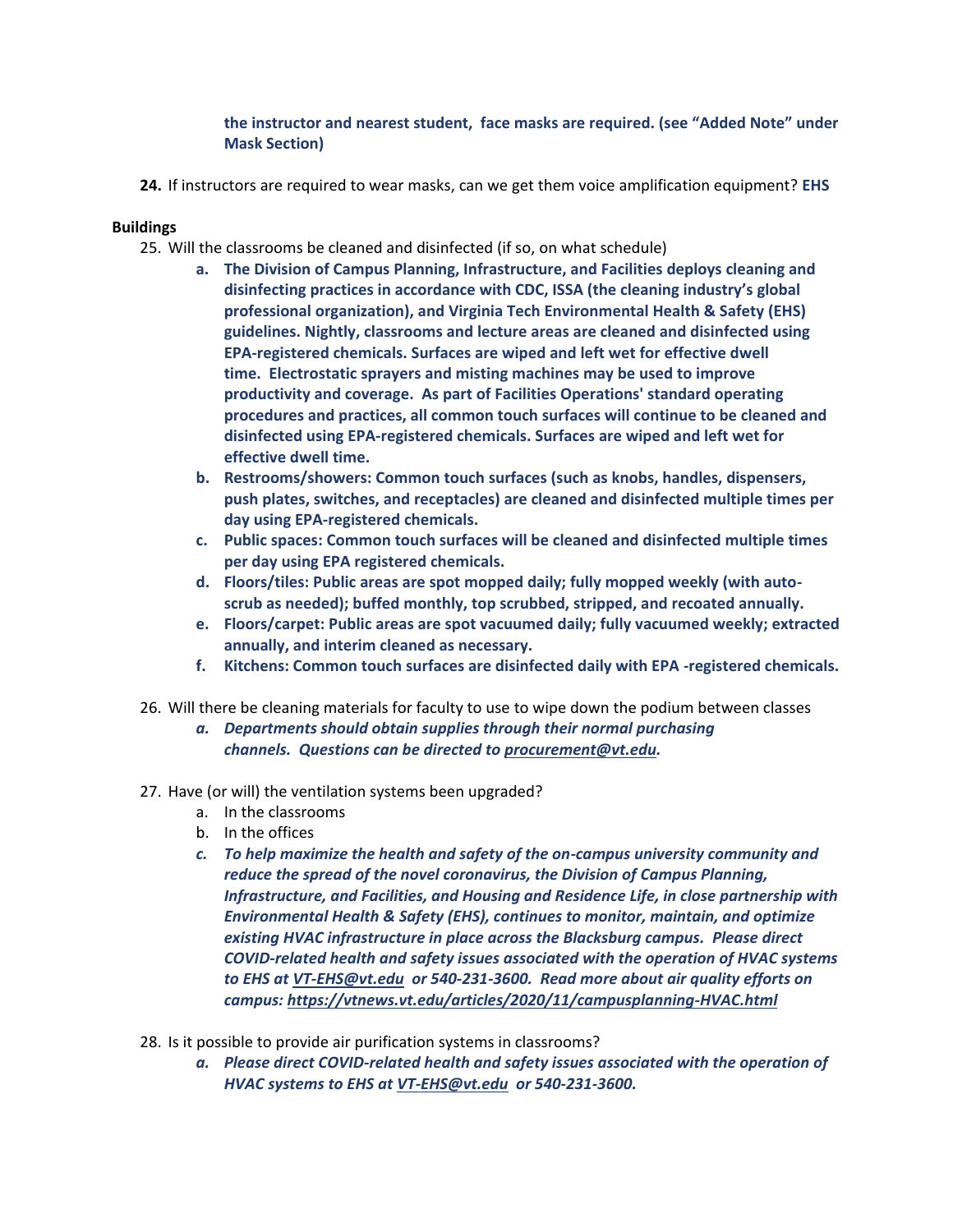**the instructor and nearest student, face masks are required. (see "Added Note" under Mask Section)**

**24.** If instructors are required to wear masks, can we get them voice amplification equipment? **EHS**

**Buildings**

25. Will the classrooms be cleaned and disinfected (if so, on what schedule)
    a. **The Division of Campus Planning, Infrastructure, and Facilities deploys cleaning and disinfecting practices in accordance with CDC, ISSA (the cleaning industry's global professional organization), and Virginia Tech Environmental Health & Safety (EHS) guidelines. Nightly, classrooms and lecture areas are cleaned and disinfected using EPA-registered chemicals. Surfaces are wiped and left wet for effective dwell time. Electrostatic sprayers and misting machines may be used to improve productivity and coverage. As part of Facilities Operations' standard operating procedures and practices, all common touch surfaces will continue to be cleaned and disinfected using EPA-registered chemicals. Surfaces are wiped and left wet for effective dwell time.**
    b. **Restrooms/showers: Common touch surfaces (such as knobs, handles, dispensers, push plates, switches, and receptacles) are cleaned and disinfected multiple times per day using EPA-registered chemicals.**
    c. **Public spaces: Common touch surfaces will be cleaned and disinfected multiple times per day using EPA registered chemicals.**
    d. **Floors/tiles: Public areas are spot mopped daily; fully mopped weekly (with auto-scrub as needed); buffed monthly, top scrubbed, stripped, and recoated annually.**
    e. **Floors/carpet: Public areas are spot vacuumed daily; fully vacuumed weekly; extracted annually, and interim cleaned as necessary.**
    f. **Kitchens: Common touch surfaces are disinfected daily with EPA -registered chemicals.**

26. Will there be cleaning materials for faculty to use to wipe down the podium between classes
    a. ***Departments should obtain supplies through their normal purchasing channels. Questions can be directed to procurement@vt.edu.***

27. Have (or will) the ventilation systems been upgraded?
    a. In the classrooms
    b. In the offices
    c. ***To help maximize the health and safety of the on-campus university community and reduce the spread of the novel coronavirus, the Division of Campus Planning, Infrastructure, and Facilities, and Housing and Residence Life, in close partnership with Environmental Health & Safety (EHS), continues to monitor, maintain, and optimize existing HVAC infrastructure in place across the Blacksburg campus. Please direct COVID-related health and safety issues associated with the operation of HVAC systems to EHS at VT-EHS@vt.edu or 540-231-3600. Read more about air quality efforts on campus: https://vtnews.vt.edu/articles/2020/11/campusplanning-HVAC.html***

28. Is it possible to provide air purification systems in classrooms?
    a. ***Please direct COVID-related health and safety issues associated with the operation of HVAC systems to EHS at VT-EHS@vt.edu or 540-231-3600.***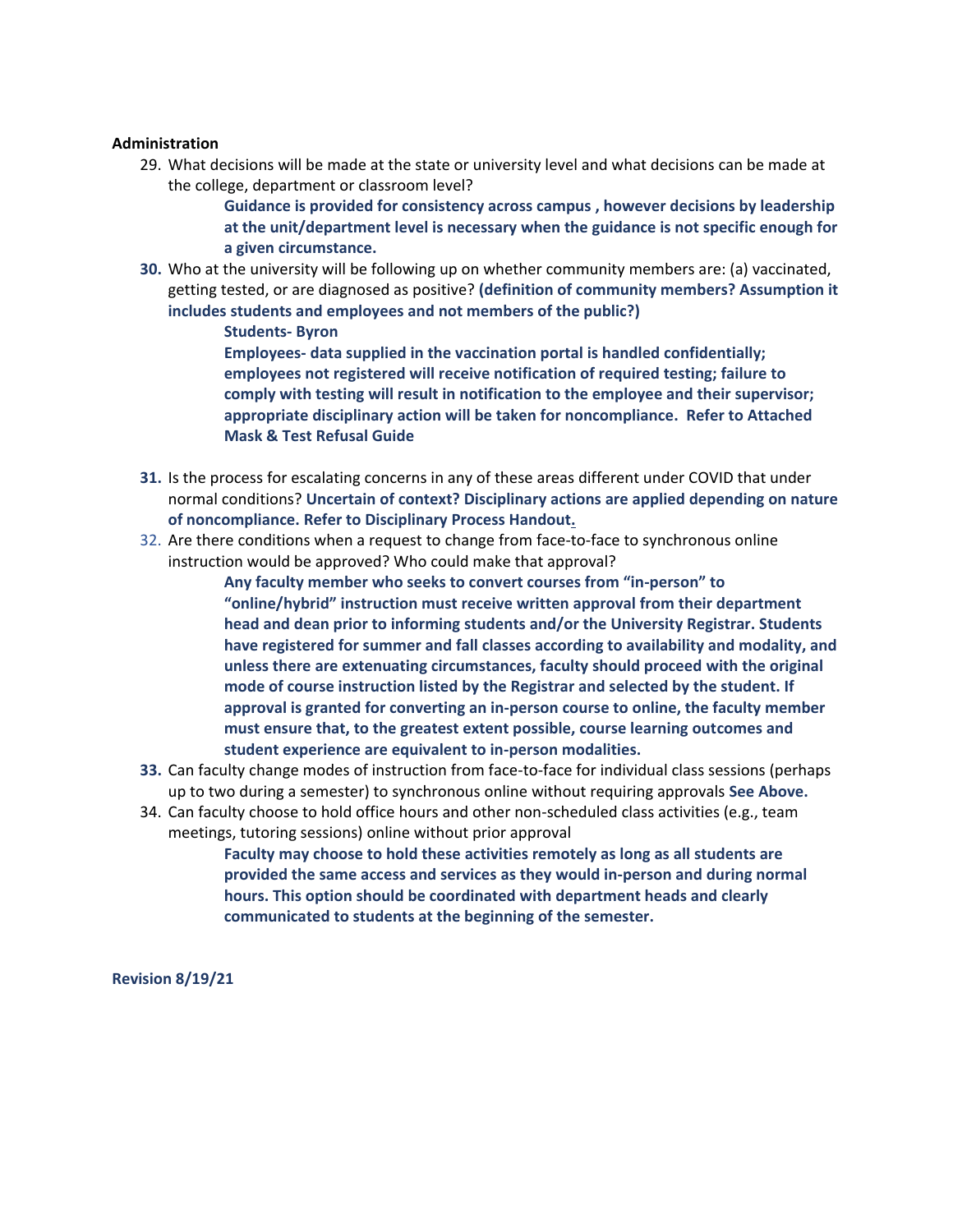**Administration**

29. What decisions will be made at the state or university level and what decisions can be made at the college, department or classroom level?

    **Guidance is provided for consistency across campus , however decisions by leadership at the unit/department level is necessary when the guidance is not specific enough for a given circumstance.**

30. Who at the university will be following up on whether community members are: (a) vaccinated, getting tested, or are diagnosed as positive? **(definition of community members? Assumption it includes students and employees and not members of the public?)**

    **Students- Byron**

    **Employees- data supplied in the vaccination portal is handled confidentially; employees not registered will receive notification of required testing; failure to comply with testing will result in notification to the employee and their supervisor; appropriate disciplinary action will be taken for noncompliance. Refer to Attached Mask & Test Refusal Guide**

31. Is the process for escalating concerns in any of these areas different under COVID that under normal conditions? **Uncertain of context? Disciplinary actions are applied depending on nature of noncompliance. Refer to Disciplinary Process Handout.**

32. Are there conditions when a request to change from face-to-face to synchronous online instruction would be approved? Who could make that approval?

    **Any faculty member who seeks to convert courses from "in-person" to "online/hybrid" instruction must receive written approval from their department head and dean prior to informing students and/or the University Registrar. Students have registered for summer and fall classes according to availability and modality, and unless there are extenuating circumstances, faculty should proceed with the original mode of course instruction listed by the Registrar and selected by the student. If approval is granted for converting an in-person course to online, the faculty member must ensure that, to the greatest extent possible, course learning outcomes and student experience are equivalent to in-person modalities.**

33. Can faculty change modes of instruction from face-to-face for individual class sessions (perhaps up to two during a semester) to synchronous online without requiring approvals **See Above.**

34. Can faculty choose to hold office hours and other non-scheduled class activities (e.g., team meetings, tutoring sessions) online without prior approval

    **Faculty may choose to hold these activities remotely as long as all students are provided the same access and services as they would in-person and during normal hours. This option should be coordinated with department heads and clearly communicated to students at the beginning of the semester.**

**Revision 8/19/21**